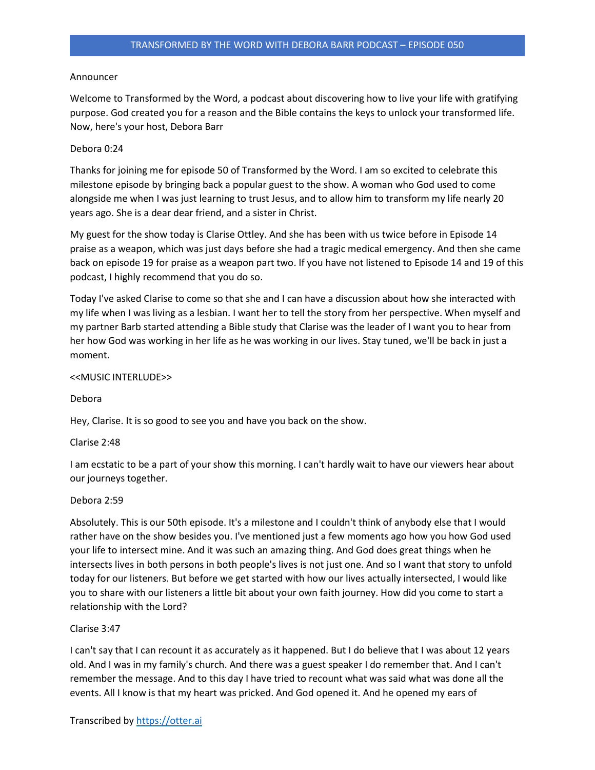Announcer

Welcome to Transformed by the Word, a podcast about discovering how to live your life with gratifying purpose. God created you for a reason and the Bible contains the keys to unlock your transformed life. Now, here's your host, Debora Barr

Debora 0:24

Thanks for joining me for episode 50 of Transformed by the Word. I am so excited to celebrate this milestone episode by bringing back a popular guest to the show. A woman who God used to come alongside me when I was just learning to trust Jesus, and to allow him to transform my life nearly 20 years ago. She is a dear dear friend, and a sister in Christ.

My guest for the show today is Clarise Ottley. And she has been with us twice before in Episode 14 praise as a weapon, which was just days before she had a tragic medical emergency. And then she came back on episode 19 for praise as a weapon part two. If you have not listened to Episode 14 and 19 of this podcast, I highly recommend that you do so.

Today I've asked Clarise to come so that she and I can have a discussion about how she interacted with my life when I was living as a lesbian. I want her to tell the story from her perspective. When myself and my partner Barb started attending a Bible study that Clarise was the leader of I want you to hear from her how God was working in her life as he was working in our lives. Stay tuned, we'll be back in just a moment.

<<MUSIC INTERLUDE>>

Debora

Hey, Clarise. It is so good to see you and have you back on the show.

Clarise 2:48

I am ecstatic to be a part of your show this morning. I can't hardly wait to have our viewers hear about our journeys together.

Debora 2:59

Absolutely. This is our 50th episode. It's a milestone and I couldn't think of anybody else that I would rather have on the show besides you. I've mentioned just a few moments ago how you how God used your life to intersect mine. And it was such an amazing thing. And God does great things when he intersects lives in both persons in both people's lives is not just one. And so I want that story to unfold today for our listeners. But before we get started with how our lives actually intersected, I would like you to share with our listeners a little bit about your own faith journey. How did you come to start a relationship with the Lord?

Clarise 3:47

I can't say that I can recount it as accurately as it happened. But I do believe that I was about 12 years old. And I was in my family's church. And there was a guest speaker I do remember that. And I can't remember the message. And to this day I have tried to recount what was said what was done all the events. All I know is that my heart was pricked. And God opened it. And he opened my ears of

Transcribed by https://otter.ai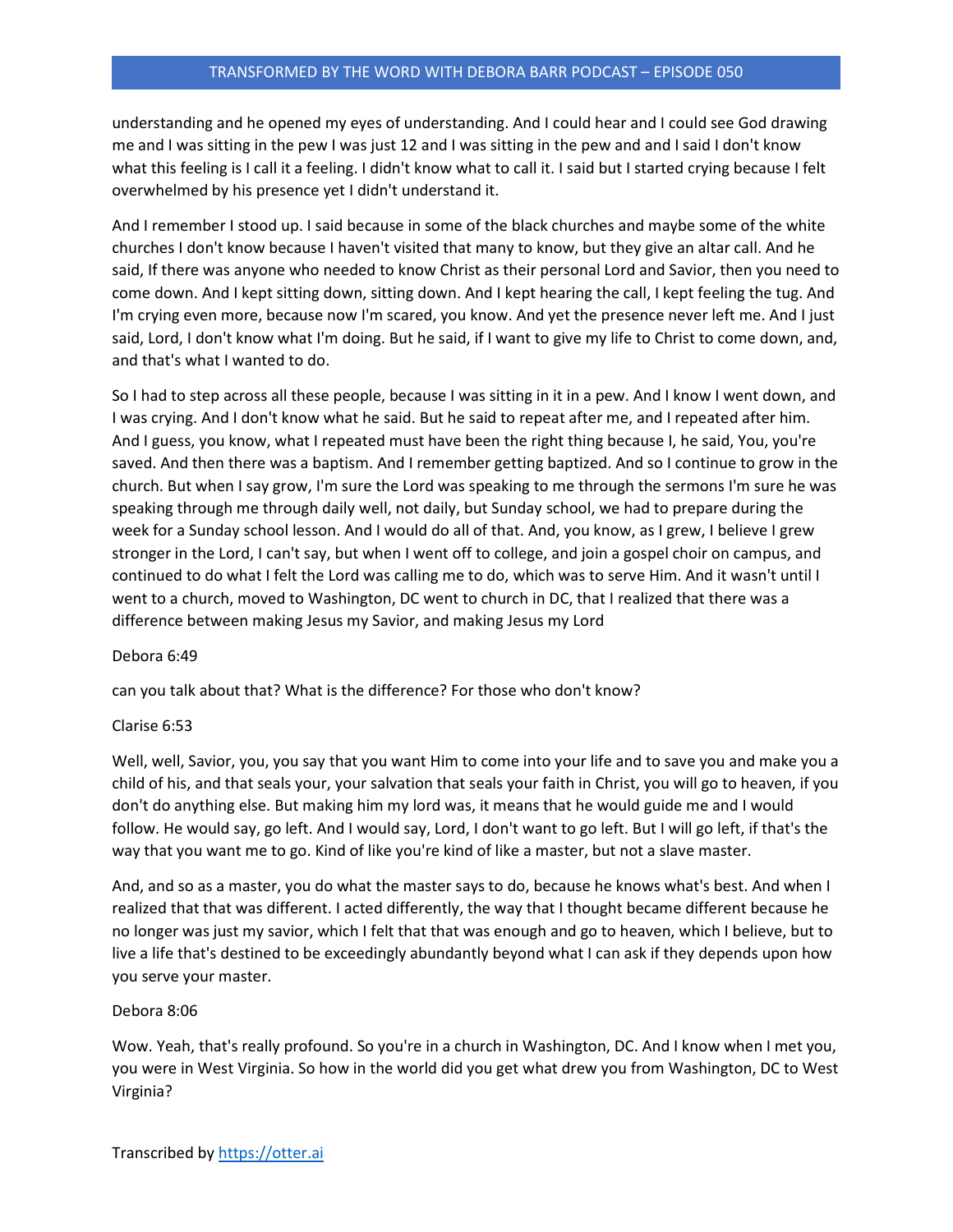understanding and he opened my eyes of understanding. And I could hear and I could see God drawing me and I was sitting in the pew I was just 12 and I was sitting in the pew and and I said I don't know what this feeling is I call it a feeling. I didn't know what to call it. I said but I started crying because I felt overwhelmed by his presence yet I didn't understand it.

And I remember I stood up. I said because in some of the black churches and maybe some of the white churches I don't know because I haven't visited that many to know, but they give an altar call. And he said, If there was anyone who needed to know Christ as their personal Lord and Savior, then you need to come down. And I kept sitting down, sitting down. And I kept hearing the call, I kept feeling the tug. And I'm crying even more, because now I'm scared, you know. And yet the presence never left me. And I just said, Lord, I don't know what I'm doing. But he said, if I want to give my life to Christ to come down, and, and that's what I wanted to do.

So I had to step across all these people, because I was sitting in it in a pew. And I know I went down, and I was crying. And I don't know what he said. But he said to repeat after me, and I repeated after him. And I guess, you know, what I repeated must have been the right thing because I, he said, You, you're saved. And then there was a baptism. And I remember getting baptized. And so I continue to grow in the church. But when I say grow, I'm sure the Lord was speaking to me through the sermons I'm sure he was speaking through me through daily well, not daily, but Sunday school, we had to prepare during the week for a Sunday school lesson. And I would do all of that. And, you know, as I grew, I believe I grew stronger in the Lord, I can't say, but when I went off to college, and join a gospel choir on campus, and continued to do what I felt the Lord was calling me to do, which was to serve Him. And it wasn't until I went to a church, moved to Washington, DC went to church in DC, that I realized that there was a difference between making Jesus my Savior, and making Jesus my Lord

Debora 6:49

can you talk about that? What is the difference? For those who don't know?

Clarise 6:53

Well, well, Savior, you, you say that you want Him to come into your life and to save you and make you a child of his, and that seals your, your salvation that seals your faith in Christ, you will go to heaven, if you don't do anything else. But making him my lord was, it means that he would guide me and I would follow. He would say, go left. And I would say, Lord, I don't want to go left. But I will go left, if that's the way that you want me to go. Kind of like you're kind of like a master, but not a slave master.

And, and so as a master, you do what the master says to do, because he knows what's best. And when I realized that that was different. I acted differently, the way that I thought became different because he no longer was just my savior, which I felt that that was enough and go to heaven, which I believe, but to live a life that's destined to be exceedingly abundantly beyond what I can ask if they depends upon how you serve your master.

Debora 8:06

Wow. Yeah, that's really profound. So you're in a church in Washington, DC. And I know when I met you, you were in West Virginia. So how in the world did you get what drew you from Washington, DC to West Virginia?

Transcribed by https://otter.ai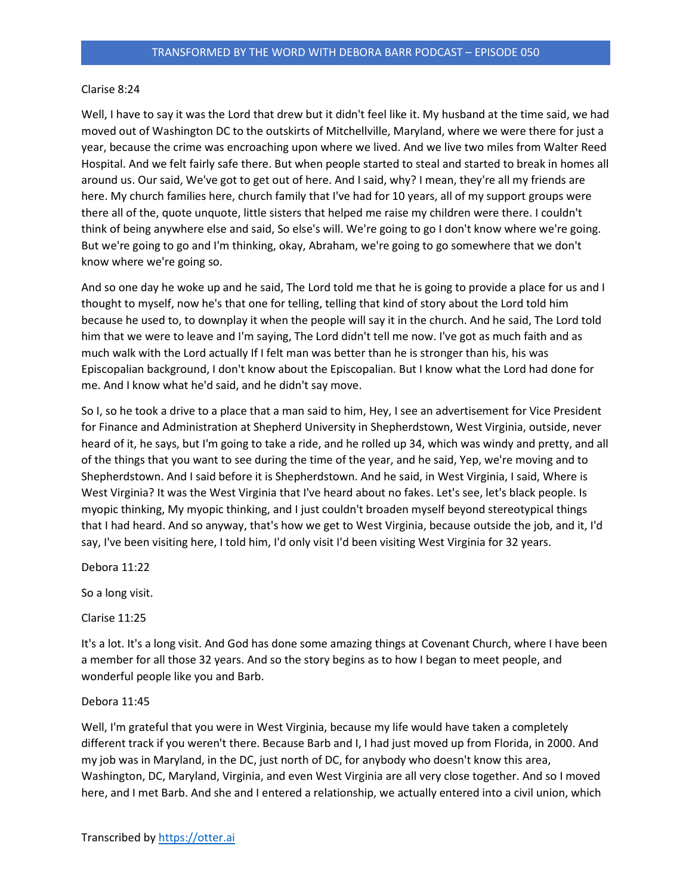Clarise 8:24

Well, I have to say it was the Lord that drew but it didn't feel like it. My husband at the time said, we had moved out of Washington DC to the outskirts of Mitchellville, Maryland, where we were there for just a year, because the crime was encroaching upon where we lived. And we live two miles from Walter Reed Hospital. And we felt fairly safe there. But when people started to steal and started to break in homes all around us. Our said, We've got to get out of here. And I said, why? I mean, they're all my friends are here. My church families here, church family that I've had for 10 years, all of my support groups were there all of the, quote unquote, little sisters that helped me raise my children were there. I couldn't think of being anywhere else and said, So else's will. We're going to go I don't know where we're going. But we're going to go and I'm thinking, okay, Abraham, we're going to go somewhere that we don't know where we're going so.

And so one day he woke up and he said, The Lord told me that he is going to provide a place for us and I thought to myself, now he's that one for telling, telling that kind of story about the Lord told him because he used to, to downplay it when the people will say it in the church. And he said, The Lord told him that we were to leave and I'm saying, The Lord didn't tell me now. I've got as much faith and as much walk with the Lord actually If I felt man was better than he is stronger than his, his was Episcopalian background, I don't know about the Episcopalian. But I know what the Lord had done for me. And I know what he'd said, and he didn't say move.

So I, so he took a drive to a place that a man said to him, Hey, I see an advertisement for Vice President for Finance and Administration at Shepherd University in Shepherdstown, West Virginia, outside, never heard of it, he says, but I'm going to take a ride, and he rolled up 34, which was windy and pretty, and all of the things that you want to see during the time of the year, and he said, Yep, we're moving and to Shepherdstown. And I said before it is Shepherdstown. And he said, in West Virginia, I said, Where is West Virginia? It was the West Virginia that I've heard about no fakes. Let's see, let's black people. Is myopic thinking, My myopic thinking, and I just couldn't broaden myself beyond stereotypical things that I had heard. And so anyway, that's how we get to West Virginia, because outside the job, and it, I'd say, I've been visiting here, I told him, I'd only visit I'd been visiting West Virginia for 32 years.

Debora 11:22

So a long visit.

Clarise 11:25

It's a lot. It's a long visit. And God has done some amazing things at Covenant Church, where I have been a member for all those 32 years. And so the story begins as to how I began to meet people, and wonderful people like you and Barb.

Debora 11:45

Well, I'm grateful that you were in West Virginia, because my life would have taken a completely different track if you weren't there. Because Barb and I, I had just moved up from Florida, in 2000. And my job was in Maryland, in the DC, just north of DC, for anybody who doesn't know this area, Washington, DC, Maryland, Virginia, and even West Virginia are all very close together. And so I moved here, and I met Barb. And she and I entered a relationship, we actually entered into a civil union, which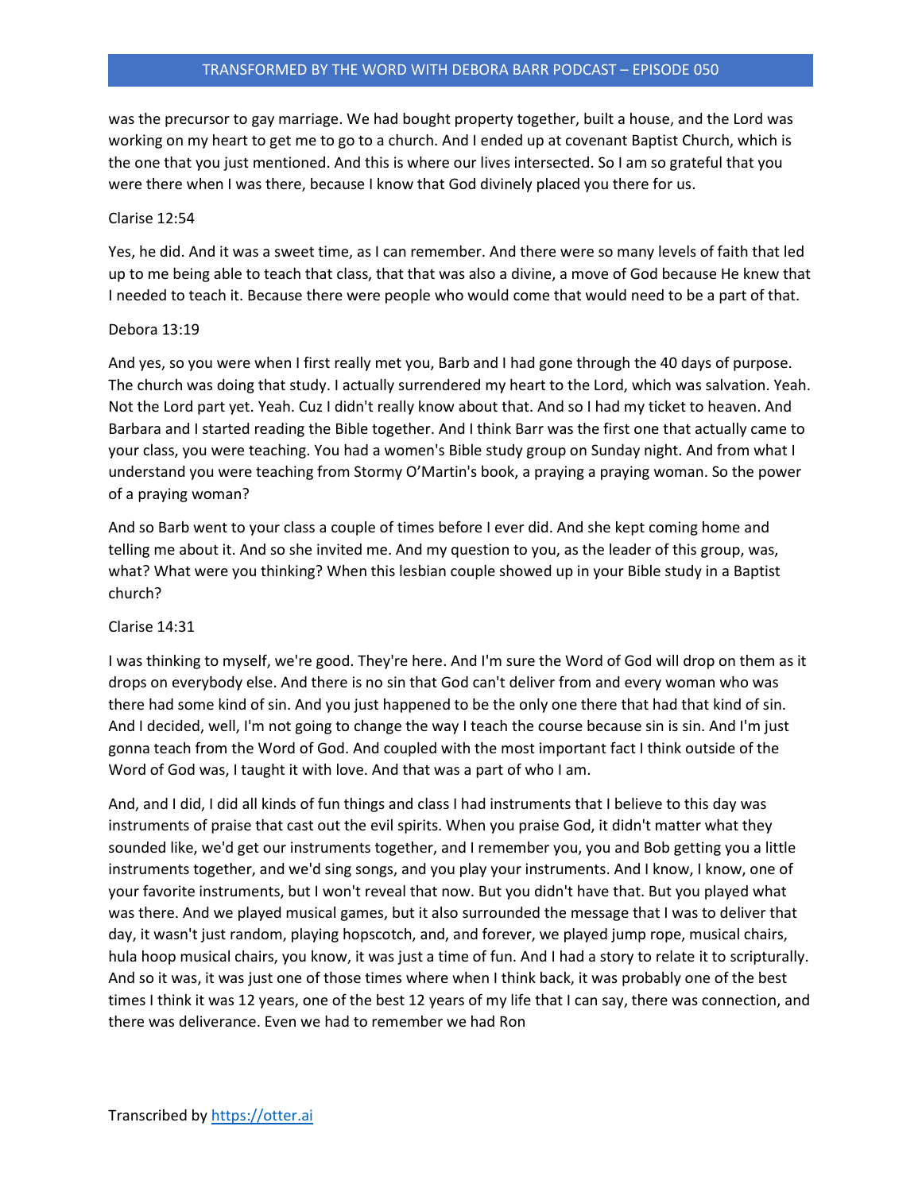was the precursor to gay marriage. We had bought property together, built a house, and the Lord was working on my heart to get me to go to a church. And I ended up at covenant Baptist Church, which is the one that you just mentioned. And this is where our lives intersected. So I am so grateful that you were there when I was there, because I know that God divinely placed you there for us.

Clarise 12:54

Yes, he did. And it was a sweet time, as I can remember. And there were so many levels of faith that led up to me being able to teach that class, that that was also a divine, a move of God because He knew that I needed to teach it. Because there were people who would come that would need to be a part of that.

Debora 13:19

And yes, so you were when I first really met you, Barb and I had gone through the 40 days of purpose. The church was doing that study. I actually surrendered my heart to the Lord, which was salvation. Yeah. Not the Lord part yet. Yeah. Cuz I didn't really know about that. And so I had my ticket to heaven. And Barbara and I started reading the Bible together. And I think Barr was the first one that actually came to your class, you were teaching. You had a women's Bible study group on Sunday night. And from what I understand you were teaching from Stormy O'Martin's book, a praying a praying woman. So the power of a praying woman?

And so Barb went to your class a couple of times before I ever did. And she kept coming home and telling me about it. And so she invited me. And my question to you, as the leader of this group, was, what? What were you thinking? When this lesbian couple showed up in your Bible study in a Baptist church?

Clarise 14:31

I was thinking to myself, we're good. They're here. And I'm sure the Word of God will drop on them as it drops on everybody else. And there is no sin that God can't deliver from and every woman who was there had some kind of sin. And you just happened to be the only one there that had that kind of sin. And I decided, well, I'm not going to change the way I teach the course because sin is sin. And I'm just gonna teach from the Word of God. And coupled with the most important fact I think outside of the Word of God was, I taught it with love. And that was a part of who I am.

And, and I did, I did all kinds of fun things and class I had instruments that I believe to this day was instruments of praise that cast out the evil spirits. When you praise God, it didn't matter what they sounded like, we'd get our instruments together, and I remember you, you and Bob getting you a little instruments together, and we'd sing songs, and you play your instruments. And I know, I know, one of your favorite instruments, but I won't reveal that now. But you didn't have that. But you played what was there. And we played musical games, but it also surrounded the message that I was to deliver that day, it wasn't just random, playing hopscotch, and, and forever, we played jump rope, musical chairs, hula hoop musical chairs, you know, it was just a time of fun. And I had a story to relate it to scripturally. And so it was, it was just one of those times where when I think back, it was probably one of the best times I think it was 12 years, one of the best 12 years of my life that I can say, there was connection, and there was deliverance. Even we had to remember we had Ron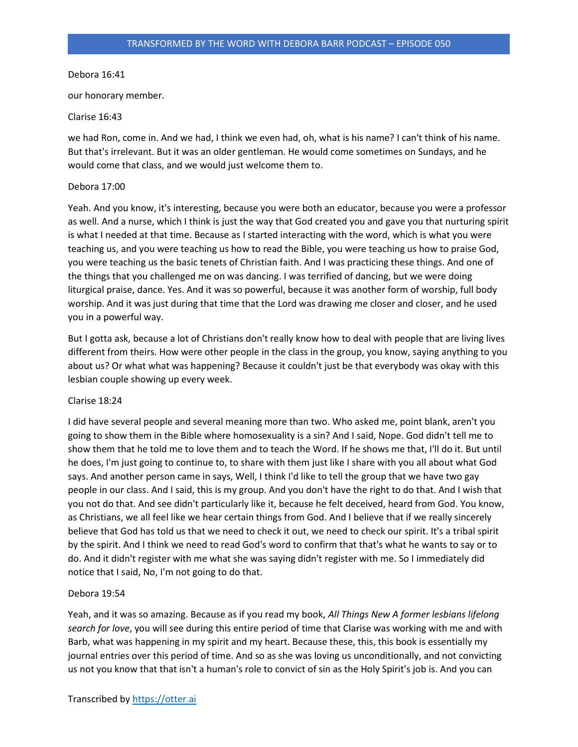Debora 16:41

our honorary member.

Clarise 16:43

we had Ron, come in. And we had, I think we even had, oh, what is his name? I can't think of his name. But that's irrelevant. But it was an older gentleman. He would come sometimes on Sundays, and he would come that class, and we would just welcome them to.

Debora 17:00

Yeah. And you know, it's interesting, because you were both an educator, because you were a professor as well. And a nurse, which I think is just the way that God created you and gave you that nurturing spirit is what I needed at that time. Because as I started interacting with the word, which is what you were teaching us, and you were teaching us how to read the Bible, you were teaching us how to praise God, you were teaching us the basic tenets of Christian faith. And I was practicing these things. And one of the things that you challenged me on was dancing. I was terrified of dancing, but we were doing liturgical praise, dance. Yes. And it was so powerful, because it was another form of worship, full body worship. And it was just during that time that the Lord was drawing me closer and closer, and he used you in a powerful way.

But I gotta ask, because a lot of Christians don't really know how to deal with people that are living lives different from theirs. How were other people in the class in the group, you know, saying anything to you about us? Or what what was happening? Because it couldn't just be that everybody was okay with this lesbian couple showing up every week.

Clarise 18:24

I did have several people and several meaning more than two. Who asked me, point blank, aren't you going to show them in the Bible where homosexuality is a sin? And I said, Nope. God didn't tell me to show them that he told me to love them and to teach the Word. If he shows me that, I'll do it. But until he does, I'm just going to continue to, to share with them just like I share with you all about what God says. And another person came in says, Well, I think I'd like to tell the group that we have two gay people in our class. And I said, this is my group. And you don't have the right to do that. And I wish that you not do that. And see didn't particularly like it, because he felt deceived, heard from God. You know, as Christians, we all feel like we hear certain things from God. And I believe that if we really sincerely believe that God has told us that we need to check it out, we need to check our spirit. It's a tribal spirit by the spirit. And I think we need to read God's word to confirm that that's what he wants to say or to do. And it didn't register with me what she was saying didn't register with me. So I immediately did notice that I said, No, I'm not going to do that.

Debora 19:54

Yeah, and it was so amazing. Because as if you read my book, *All Things New A former lesbians lifelong search for love*, you will see during this entire period of time that Clarise was working with me and with Barb, what was happening in my spirit and my heart. Because these, this, this book is essentially my journal entries over this period of time. And so as she was loving us unconditionally, and not convicting us not you know that that isn't a human's role to convict of sin as the Holy Spirit's job is. And you can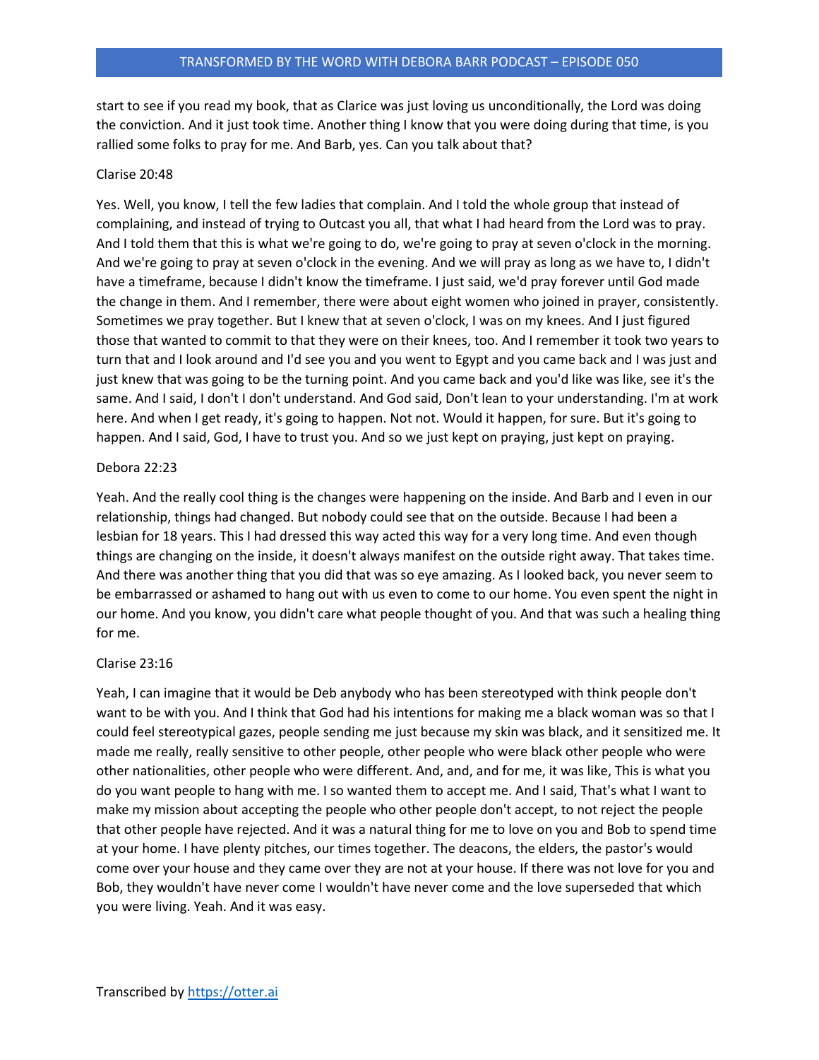start to see if you read my book, that as Clarice was just loving us unconditionally, the Lord was doing the conviction. And it just took time. Another thing I know that you were doing during that time, is you rallied some folks to pray for me. And Barb, yes. Can you talk about that?

Clarise 20:48

Yes. Well, you know, I tell the few ladies that complain. And I told the whole group that instead of complaining, and instead of trying to Outcast you all, that what I had heard from the Lord was to pray. And I told them that this is what we're going to do, we're going to pray at seven o'clock in the morning. And we're going to pray at seven o'clock in the evening. And we will pray as long as we have to, I didn't have a timeframe, because I didn't know the timeframe. I just said, we'd pray forever until God made the change in them. And I remember, there were about eight women who joined in prayer, consistently. Sometimes we pray together. But I knew that at seven o'clock, I was on my knees. And I just figured those that wanted to commit to that they were on their knees, too. And I remember it took two years to turn that and I look around and I'd see you and you went to Egypt and you came back and I was just and just knew that was going to be the turning point. And you came back and you'd like was like, see it's the same. And I said, I don't I don't understand. And God said, Don't lean to your understanding. I'm at work here. And when I get ready, it's going to happen. Not not. Would it happen, for sure. But it's going to happen. And I said, God, I have to trust you. And so we just kept on praying, just kept on praying.

Debora 22:23

Yeah. And the really cool thing is the changes were happening on the inside. And Barb and I even in our relationship, things had changed. But nobody could see that on the outside. Because I had been a lesbian for 18 years. This I had dressed this way acted this way for a very long time. And even though things are changing on the inside, it doesn't always manifest on the outside right away. That takes time. And there was another thing that you did that was so eye amazing. As I looked back, you never seem to be embarrassed or ashamed to hang out with us even to come to our home. You even spent the night in our home. And you know, you didn't care what people thought of you. And that was such a healing thing for me.

Clarise 23:16

Yeah, I can imagine that it would be Deb anybody who has been stereotyped with think people don't want to be with you. And I think that God had his intentions for making me a black woman was so that I could feel stereotypical gazes, people sending me just because my skin was black, and it sensitized me. It made me really, really sensitive to other people, other people who were black other people who were other nationalities, other people who were different. And, and, and for me, it was like, This is what you do you want people to hang with me. I so wanted them to accept me. And I said, That's what I want to make my mission about accepting the people who other people don't accept, to not reject the people that other people have rejected. And it was a natural thing for me to love on you and Bob to spend time at your home. I have plenty pitches, our times together. The deacons, the elders, the pastor's would come over your house and they came over they are not at your house. If there was not love for you and Bob, they wouldn't have never come I wouldn't have never come and the love superseded that which you were living. Yeah. And it was easy.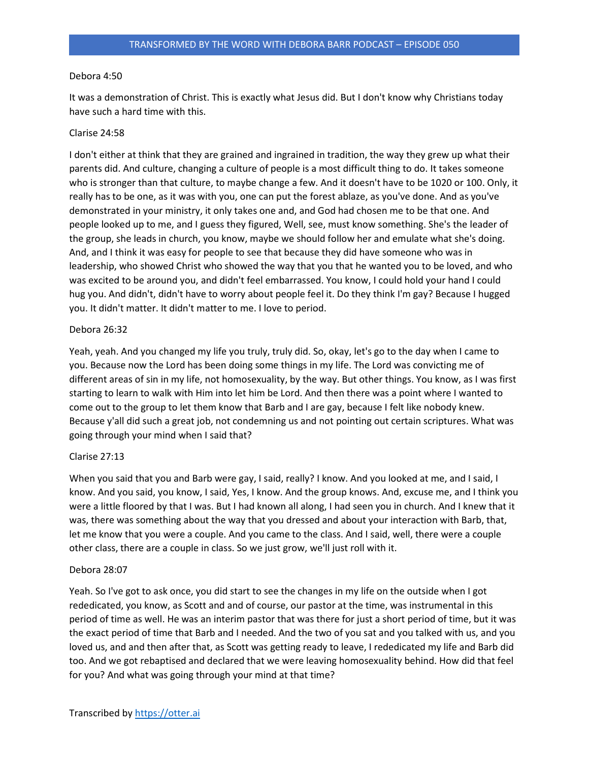Debora 4:50

It was a demonstration of Christ. This is exactly what Jesus did. But I don't know why Christians today have such a hard time with this.

Clarise 24:58

I don't either at think that they are grained and ingrained in tradition, the way they grew up what their parents did. And culture, changing a culture of people is a most difficult thing to do. It takes someone who is stronger than that culture, to maybe change a few. And it doesn't have to be 1020 or 100. Only, it really has to be one, as it was with you, one can put the forest ablaze, as you've done. And as you've demonstrated in your ministry, it only takes one and, and God had chosen me to be that one. And people looked up to me, and I guess they figured, Well, see, must know something. She's the leader of the group, she leads in church, you know, maybe we should follow her and emulate what she's doing. And, and I think it was easy for people to see that because they did have someone who was in leadership, who showed Christ who showed the way that you that he wanted you to be loved, and who was excited to be around you, and didn't feel embarrassed. You know, I could hold your hand I could hug you. And didn't, didn't have to worry about people feel it. Do they think I'm gay? Because I hugged you. It didn't matter. It didn't matter to me. I love to period.

Debora 26:32

Yeah, yeah. And you changed my life you truly, truly did. So, okay, let's go to the day when I came to you. Because now the Lord has been doing some things in my life. The Lord was convicting me of different areas of sin in my life, not homosexuality, by the way. But other things. You know, as I was first starting to learn to walk with Him into let him be Lord. And then there was a point where I wanted to come out to the group to let them know that Barb and I are gay, because I felt like nobody knew. Because y'all did such a great job, not condemning us and not pointing out certain scriptures. What was going through your mind when I said that?

Clarise 27:13

When you said that you and Barb were gay, I said, really? I know. And you looked at me, and I said, I know. And you said, you know, I said, Yes, I know. And the group knows. And, excuse me, and I think you were a little floored by that I was. But I had known all along, I had seen you in church. And I knew that it was, there was something about the way that you dressed and about your interaction with Barb, that, let me know that you were a couple. And you came to the class. And I said, well, there were a couple other class, there are a couple in class. So we just grow, we'll just roll with it.

Debora 28:07

Yeah. So I've got to ask once, you did start to see the changes in my life on the outside when I got rededicated, you know, as Scott and and of course, our pastor at the time, was instrumental in this period of time as well. He was an interim pastor that was there for just a short period of time, but it was the exact period of time that Barb and I needed. And the two of you sat and you talked with us, and you loved us, and and then after that, as Scott was getting ready to leave, I rededicated my life and Barb did too. And we got rebaptised and declared that we were leaving homosexuality behind. How did that feel for you? And what was going through your mind at that time?

Transcribed by https://otter.ai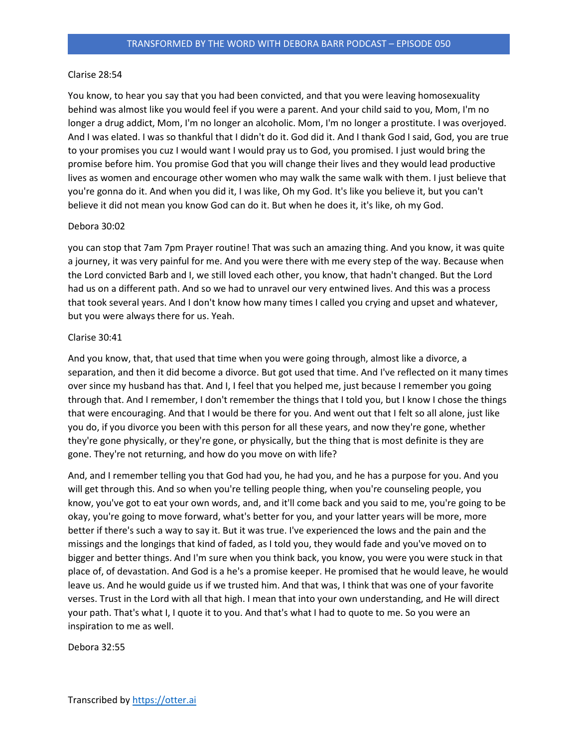Clarise 28:54

You know, to hear you say that you had been convicted, and that you were leaving homosexuality behind was almost like you would feel if you were a parent. And your child said to you, Mom, I'm no longer a drug addict, Mom, I'm no longer an alcoholic. Mom, I'm no longer a prostitute. I was overjoyed. And I was elated. I was so thankful that I didn't do it. God did it. And I thank God I said, God, you are true to your promises you cuz I would want I would pray us to God, you promised. I just would bring the promise before him. You promise God that you will change their lives and they would lead productive lives as women and encourage other women who may walk the same walk with them. I just believe that you're gonna do it. And when you did it, I was like, Oh my God. It's like you believe it, but you can't believe it did not mean you know God can do it. But when he does it, it's like, oh my God.

Debora 30:02

you can stop that 7am 7pm Prayer routine! That was such an amazing thing. And you know, it was quite a journey, it was very painful for me. And you were there with me every step of the way. Because when the Lord convicted Barb and I, we still loved each other, you know, that hadn't changed. But the Lord had us on a different path. And so we had to unravel our very entwined lives. And this was a process that took several years. And I don't know how many times I called you crying and upset and whatever, but you were always there for us. Yeah.

Clarise 30:41

And you know, that, that used that time when you were going through, almost like a divorce, a separation, and then it did become a divorce. But got used that time. And I've reflected on it many times over since my husband has that. And I, I feel that you helped me, just because I remember you going through that. And I remember, I don't remember the things that I told you, but I know I chose the things that were encouraging. And that I would be there for you. And went out that I felt so all alone, just like you do, if you divorce you been with this person for all these years, and now they're gone, whether they're gone physically, or they're gone, or physically, but the thing that is most definite is they are gone. They're not returning, and how do you move on with life?

And, and I remember telling you that God had you, he had you, and he has a purpose for you. And you will get through this. And so when you're telling people thing, when you're counseling people, you know, you've got to eat your own words, and, and it'll come back and you said to me, you're going to be okay, you're going to move forward, what's better for you, and your latter years will be more, more better if there's such a way to say it. But it was true. I've experienced the lows and the pain and the missings and the longings that kind of faded, as I told you, they would fade and you've moved on to bigger and better things. And I'm sure when you think back, you know, you were you were stuck in that place of, of devastation. And God is a he's a promise keeper. He promised that he would leave, he would leave us. And he would guide us if we trusted him. And that was, I think that was one of your favorite verses. Trust in the Lord with all that high. I mean that into your own understanding, and He will direct your path. That's what I, I quote it to you. And that's what I had to quote to me. So you were an inspiration to me as well.

Debora 32:55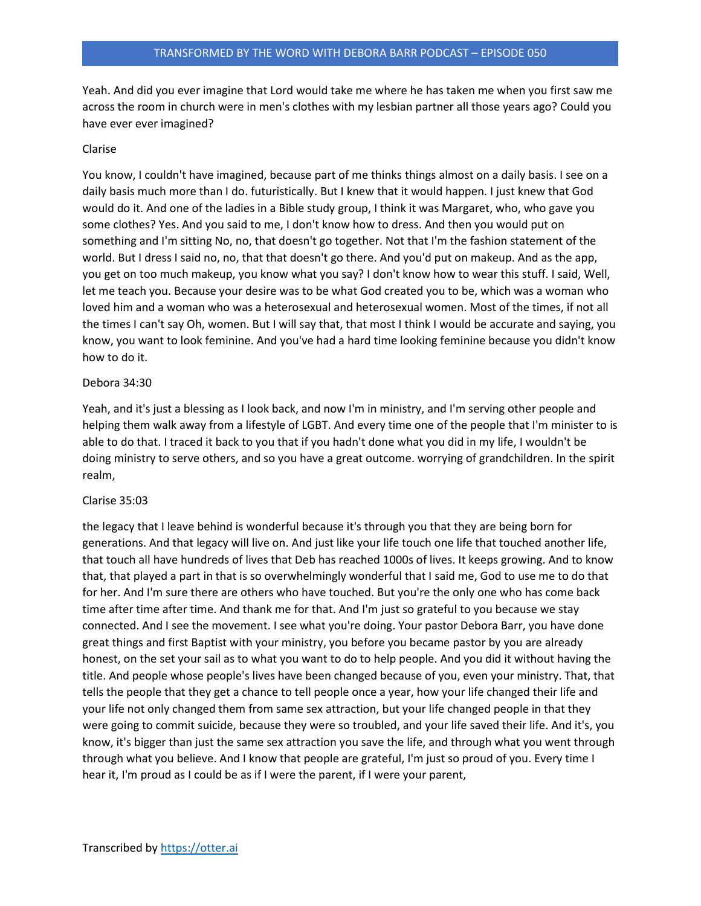Yeah. And did you ever imagine that Lord would take me where he has taken me when you first saw me across the room in church were in men's clothes with my lesbian partner all those years ago? Could you have ever ever imagined?

Clarise

You know, I couldn't have imagined, because part of me thinks things almost on a daily basis. I see on a daily basis much more than I do. futuristically. But I knew that it would happen. I just knew that God would do it. And one of the ladies in a Bible study group, I think it was Margaret, who, who gave you some clothes? Yes. And you said to me, I don't know how to dress. And then you would put on something and I'm sitting No, no, that doesn't go together. Not that I'm the fashion statement of the world. But I dress I said no, no, that that doesn't go there. And you'd put on makeup. And as the app, you get on too much makeup, you know what you say? I don't know how to wear this stuff. I said, Well, let me teach you. Because your desire was to be what God created you to be, which was a woman who loved him and a woman who was a heterosexual and heterosexual women. Most of the times, if not all the times I can't say Oh, women. But I will say that, that most I think I would be accurate and saying, you know, you want to look feminine. And you've had a hard time looking feminine because you didn't know how to do it.

Debora 34:30

Yeah, and it's just a blessing as I look back, and now I'm in ministry, and I'm serving other people and helping them walk away from a lifestyle of LGBT. And every time one of the people that I'm minister to is able to do that. I traced it back to you that if you hadn't done what you did in my life, I wouldn't be doing ministry to serve others, and so you have a great outcome. worrying of grandchildren. In the spirit realm,

Clarise 35:03

the legacy that I leave behind is wonderful because it's through you that they are being born for generations. And that legacy will live on. And just like your life touch one life that touched another life, that touch all have hundreds of lives that Deb has reached 1000s of lives. It keeps growing. And to know that, that played a part in that is so overwhelmingly wonderful that I said me, God to use me to do that for her. And I'm sure there are others who have touched. But you're the only one who has come back time after time after time. And thank me for that. And I'm just so grateful to you because we stay connected. And I see the movement. I see what you're doing. Your pastor Debora Barr, you have done great things and first Baptist with your ministry, you before you became pastor by you are already honest, on the set your sail as to what you want to do to help people. And you did it without having the title. And people whose people's lives have been changed because of you, even your ministry. That, that tells the people that they get a chance to tell people once a year, how your life changed their life and your life not only changed them from same sex attraction, but your life changed people in that they were going to commit suicide, because they were so troubled, and your life saved their life. And it's, you know, it's bigger than just the same sex attraction you save the life, and through what you went through through what you believe. And I know that people are grateful, I'm just so proud of you. Every time I hear it, I'm proud as I could be as if I were the parent, if I were your parent,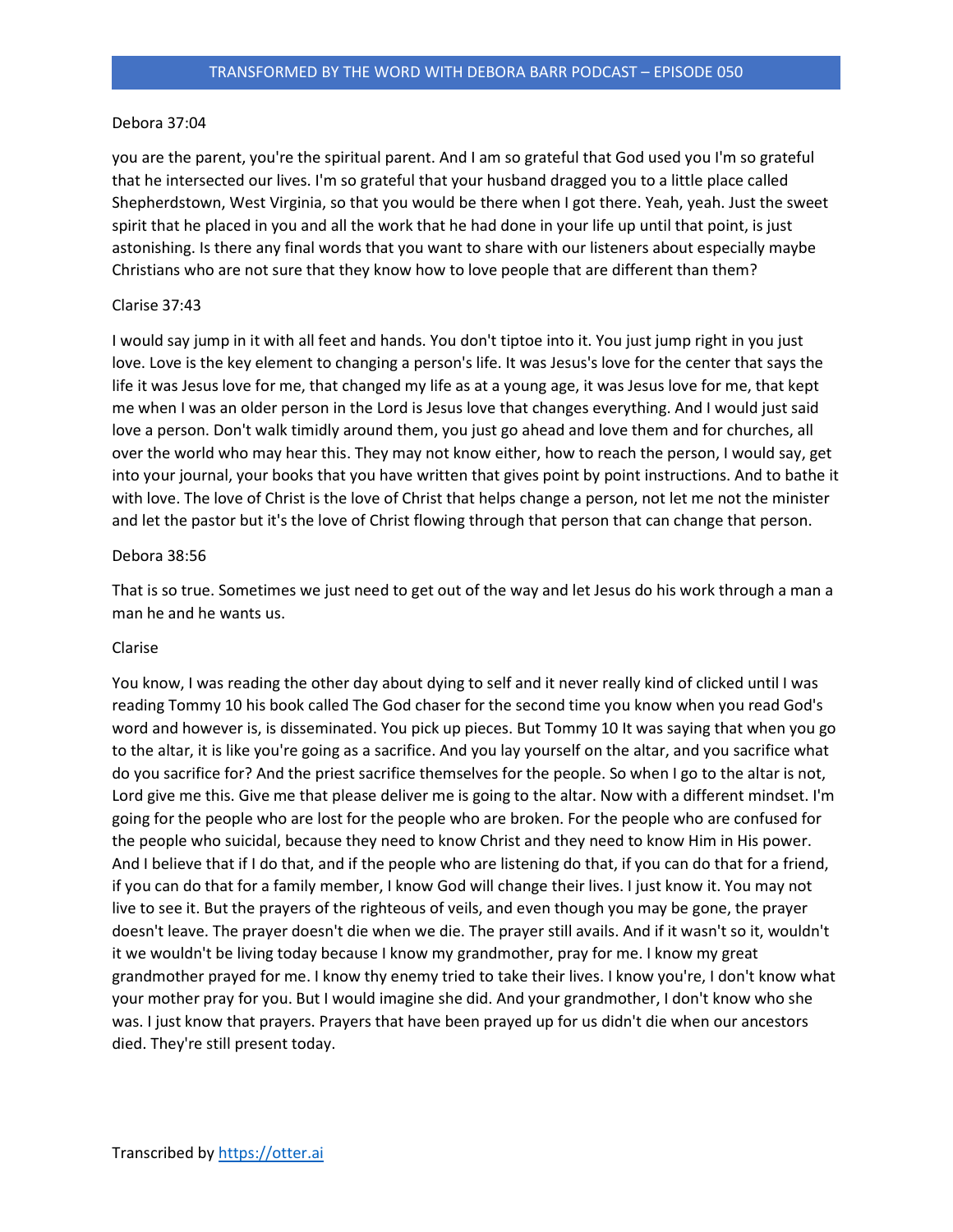Debora 37:04

you are the parent, you're the spiritual parent. And I am so grateful that God used you I'm so grateful that he intersected our lives. I'm so grateful that your husband dragged you to a little place called Shepherdstown, West Virginia, so that you would be there when I got there. Yeah, yeah. Just the sweet spirit that he placed in you and all the work that he had done in your life up until that point, is just astonishing. Is there any final words that you want to share with our listeners about especially maybe Christians who are not sure that they know how to love people that are different than them?

Clarise 37:43

I would say jump in it with all feet and hands. You don't tiptoe into it. You just jump right in you just love. Love is the key element to changing a person's life. It was Jesus's love for the center that says the life it was Jesus love for me, that changed my life as at a young age, it was Jesus love for me, that kept me when I was an older person in the Lord is Jesus love that changes everything. And I would just said love a person. Don't walk timidly around them, you just go ahead and love them and for churches, all over the world who may hear this. They may not know either, how to reach the person, I would say, get into your journal, your books that you have written that gives point by point instructions. And to bathe it with love. The love of Christ is the love of Christ that helps change a person, not let me not the minister and let the pastor but it's the love of Christ flowing through that person that can change that person.

Debora 38:56

That is so true. Sometimes we just need to get out of the way and let Jesus do his work through a man a man he and he wants us.

Clarise

You know, I was reading the other day about dying to self and it never really kind of clicked until I was reading Tommy 10 his book called The God chaser for the second time you know when you read God's word and however is, is disseminated. You pick up pieces. But Tommy 10 It was saying that when you go to the altar, it is like you're going as a sacrifice. And you lay yourself on the altar, and you sacrifice what do you sacrifice for? And the priest sacrifice themselves for the people. So when I go to the altar is not, Lord give me this. Give me that please deliver me is going to the altar. Now with a different mindset. I'm going for the people who are lost for the people who are broken. For the people who are confused for the people who suicidal, because they need to know Christ and they need to know Him in His power. And I believe that if I do that, and if the people who are listening do that, if you can do that for a friend, if you can do that for a family member, I know God will change their lives. I just know it. You may not live to see it. But the prayers of the righteous of veils, and even though you may be gone, the prayer doesn't leave. The prayer doesn't die when we die. The prayer still avails. And if it wasn't so it, wouldn't it we wouldn't be living today because I know my grandmother, pray for me. I know my great grandmother prayed for me. I know thy enemy tried to take their lives. I know you're, I don't know what your mother pray for you. But I would imagine she did. And your grandmother, I don't know who she was. I just know that prayers. Prayers that have been prayed up for us didn't die when our ancestors died. They're still present today.

Transcribed by https://otter.ai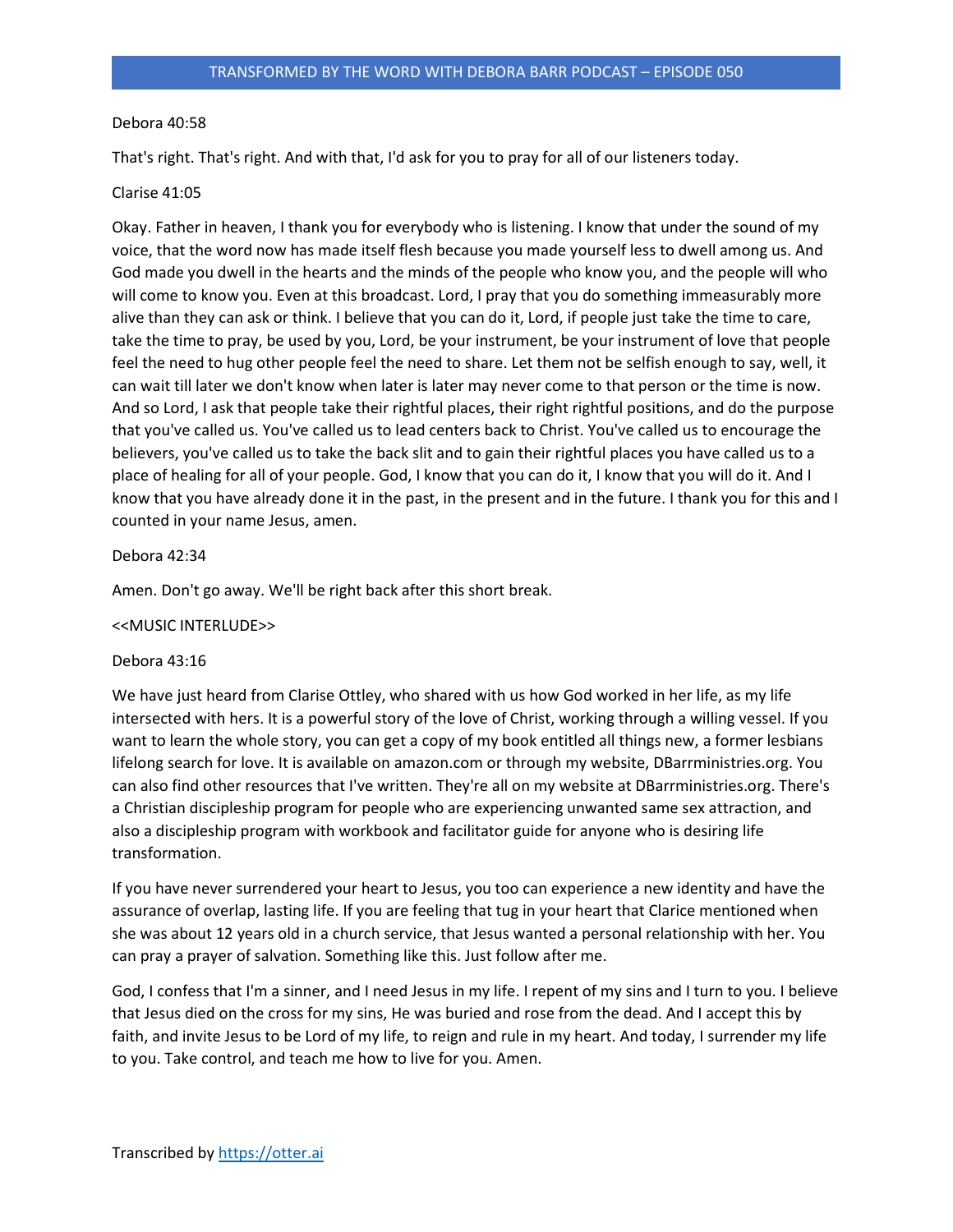Debora 40:58

That's right. That's right. And with that, I'd ask for you to pray for all of our listeners today.

Clarise 41:05

Okay. Father in heaven, I thank you for everybody who is listening. I know that under the sound of my voice, that the word now has made itself flesh because you made yourself less to dwell among us. And God made you dwell in the hearts and the minds of the people who know you, and the people will who will come to know you. Even at this broadcast. Lord, I pray that you do something immeasurably more alive than they can ask or think. I believe that you can do it, Lord, if people just take the time to care, take the time to pray, be used by you, Lord, be your instrument, be your instrument of love that people feel the need to hug other people feel the need to share. Let them not be selfish enough to say, well, it can wait till later we don't know when later is later may never come to that person or the time is now. And so Lord, I ask that people take their rightful places, their right rightful positions, and do the purpose that you've called us. You've called us to lead centers back to Christ. You've called us to encourage the believers, you've called us to take the back slit and to gain their rightful places you have called us to a place of healing for all of your people. God, I know that you can do it, I know that you will do it. And I know that you have already done it in the past, in the present and in the future. I thank you for this and I counted in your name Jesus, amen.

Debora 42:34

Amen. Don't go away. We'll be right back after this short break.

<<MUSIC INTERLUDE>>

Debora 43:16

We have just heard from Clarise Ottley, who shared with us how God worked in her life, as my life intersected with hers. It is a powerful story of the love of Christ, working through a willing vessel. If you want to learn the whole story, you can get a copy of my book entitled all things new, a former lesbians lifelong search for love. It is available on amazon.com or through my website, DBarrministries.org. You can also find other resources that I've written. They're all on my website at DBarrministries.org. There's a Christian discipleship program for people who are experiencing unwanted same sex attraction, and also a discipleship program with workbook and facilitator guide for anyone who is desiring life transformation.

If you have never surrendered your heart to Jesus, you too can experience a new identity and have the assurance of overlap, lasting life. If you are feeling that tug in your heart that Clarice mentioned when she was about 12 years old in a church service, that Jesus wanted a personal relationship with her. You can pray a prayer of salvation. Something like this. Just follow after me.

God, I confess that I'm a sinner, and I need Jesus in my life. I repent of my sins and I turn to you. I believe that Jesus died on the cross for my sins, He was buried and rose from the dead. And I accept this by faith, and invite Jesus to be Lord of my life, to reign and rule in my heart. And today, I surrender my life to you. Take control, and teach me how to live for you. Amen.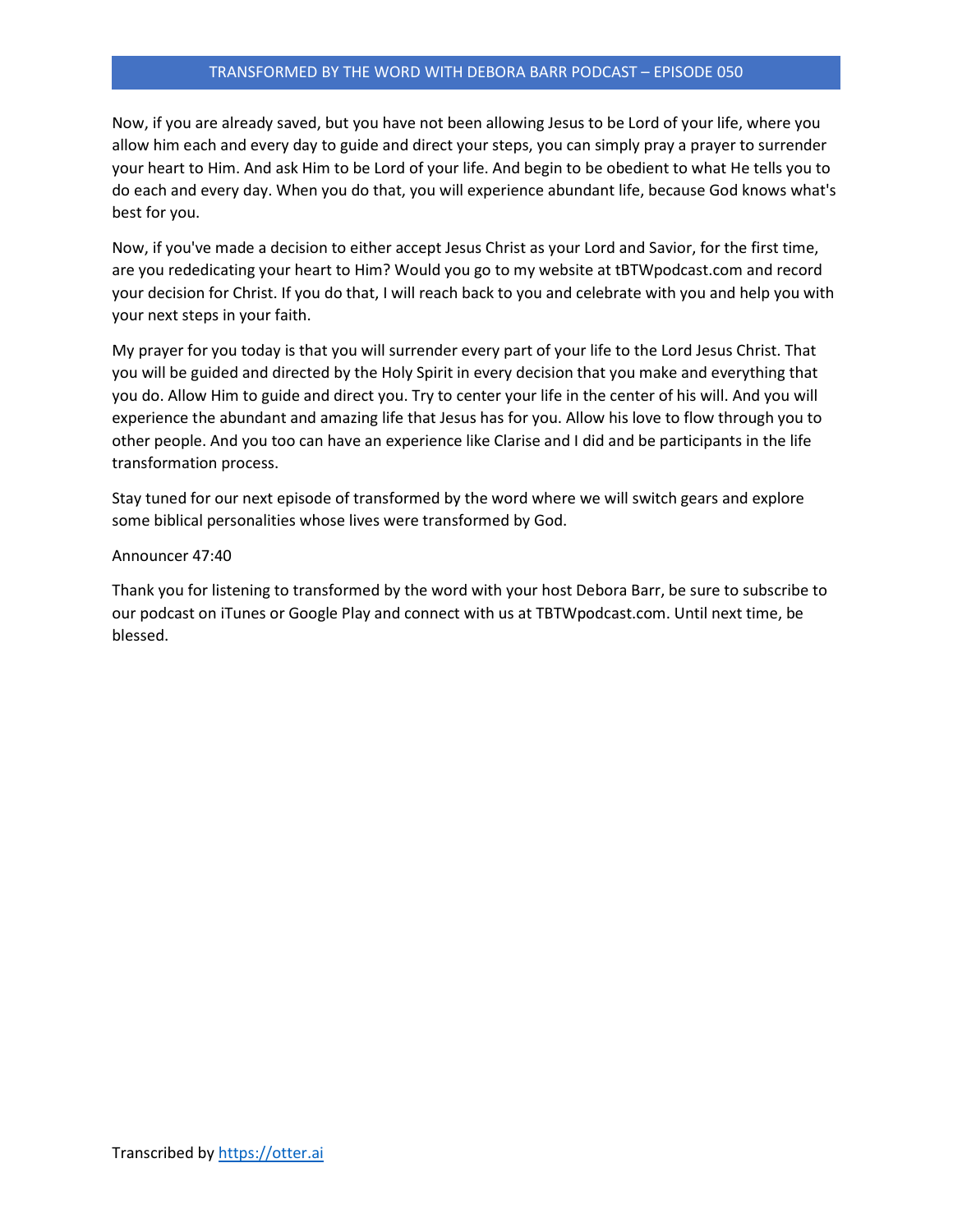Now, if you are already saved, but you have not been allowing Jesus to be Lord of your life, where you allow him each and every day to guide and direct your steps, you can simply pray a prayer to surrender your heart to Him. And ask Him to be Lord of your life. And begin to be obedient to what He tells you to do each and every day. When you do that, you will experience abundant life, because God knows what's best for you.

Now, if you've made a decision to either accept Jesus Christ as your Lord and Savior, for the first time, are you rededicating your heart to Him? Would you go to my website at tBTWpodcast.com and record your decision for Christ. If you do that, I will reach back to you and celebrate with you and help you with your next steps in your faith.

My prayer for you today is that you will surrender every part of your life to the Lord Jesus Christ. That you will be guided and directed by the Holy Spirit in every decision that you make and everything that you do. Allow Him to guide and direct you. Try to center your life in the center of his will. And you will experience the abundant and amazing life that Jesus has for you. Allow his love to flow through you to other people. And you too can have an experience like Clarise and I did and be participants in the life transformation process.

Stay tuned for our next episode of transformed by the word where we will switch gears and explore some biblical personalities whose lives were transformed by God.

Announcer 47:40

Thank you for listening to transformed by the word with your host Debora Barr, be sure to subscribe to our podcast on iTunes or Google Play and connect with us at TBTWpodcast.com. Until next time, be blessed.

Transcribed by https://otter.ai